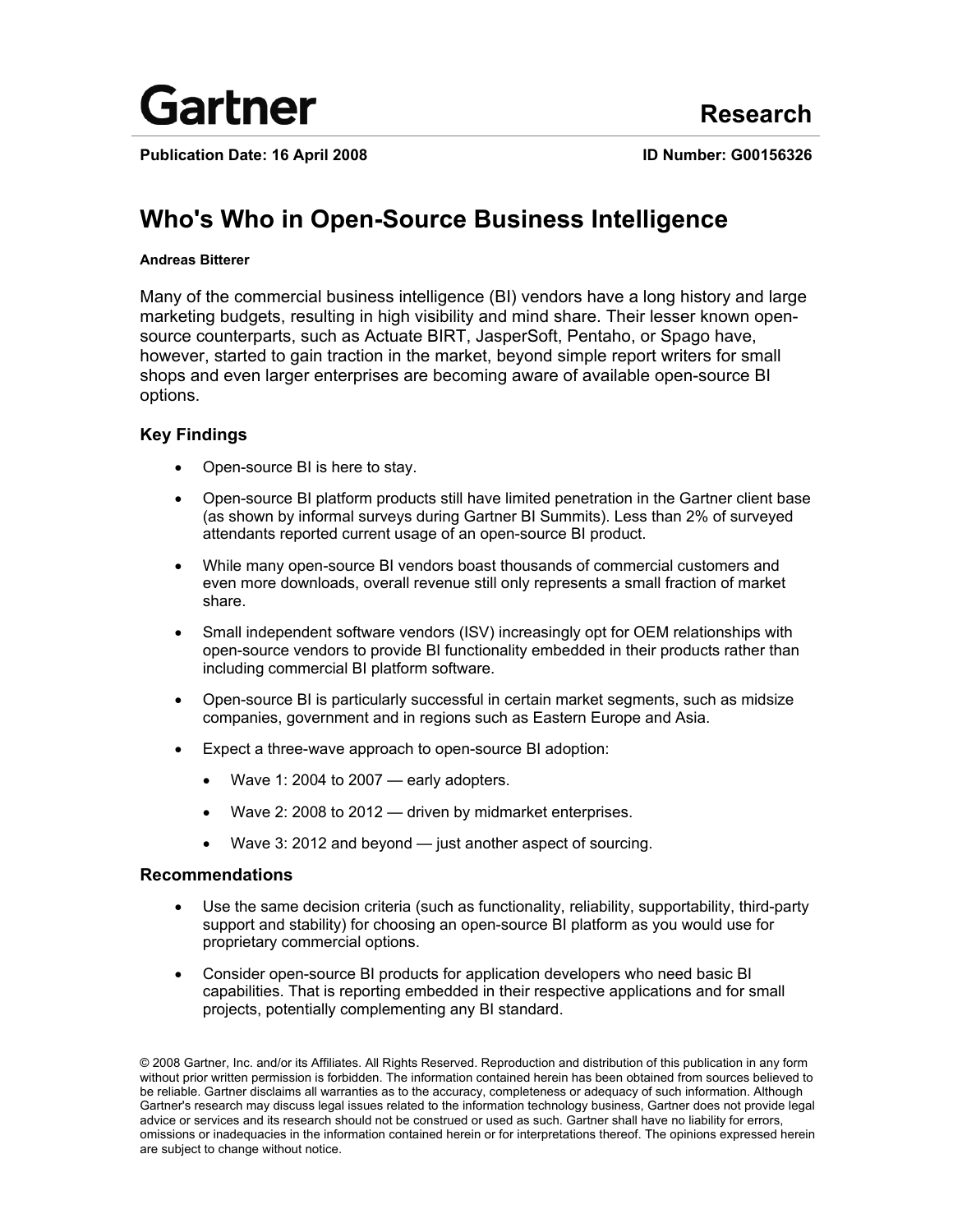Gartner

Research

**Publication Date: 16 April 2008** **ID Number: G00156326**

# Who's Who in Open-Source Business Intelligence

**Andreas Bitterer**

Many of the commercial business intelligence (BI) vendors have a long history and large marketing budgets, resulting in high visibility and mind share. Their lesser known open-source counterparts, such as Actuate BIRT, JasperSoft, Pentaho, or Spago have, however, started to gain traction in the market, beyond simple report writers for small shops and even larger enterprises are becoming aware of available open-source BI options.

## Key Findings

- Open-source BI is here to stay.
- Open-source BI platform products still have limited penetration in the Gartner client base (as shown by informal surveys during Gartner BI Summits). Less than 2% of surveyed attendants reported current usage of an open-source BI product.
- While many open-source BI vendors boast thousands of commercial customers and even more downloads, overall revenue still only represents a small fraction of market share.
- Small independent software vendors (ISV) increasingly opt for OEM relationships with open-source vendors to provide BI functionality embedded in their products rather than including commercial BI platform software.
- Open-source BI is particularly successful in certain market segments, such as midsize companies, government and in regions such as Eastern Europe and Asia.
- Expect a three-wave approach to open-source BI adoption:
  - Wave 1: 2004 to 2007 — early adopters.
  - Wave 2: 2008 to 2012 — driven by midmarket enterprises.
  - Wave 3: 2012 and beyond — just another aspect of sourcing.

## Recommendations

- Use the same decision criteria (such as functionality, reliability, supportability, third-party support and stability) for choosing an open-source BI platform as you would use for proprietary commercial options.
- Consider open-source BI products for application developers who need basic BI capabilities. That is reporting embedded in their respective applications and for small projects, potentially complementing any BI standard.

© 2008 Gartner, Inc. and/or its Affiliates. All Rights Reserved. Reproduction and distribution of this publication in any form without prior written permission is forbidden. The information contained herein has been obtained from sources believed to be reliable. Gartner disclaims all warranties as to the accuracy, completeness or adequacy of such information. Although Gartner's research may discuss legal issues related to the information technology business, Gartner does not provide legal advice or services and its research should not be construed or used as such. Gartner shall have no liability for errors, omissions or inadequacies in the information contained herein or for interpretations thereof. The opinions expressed herein are subject to change without notice.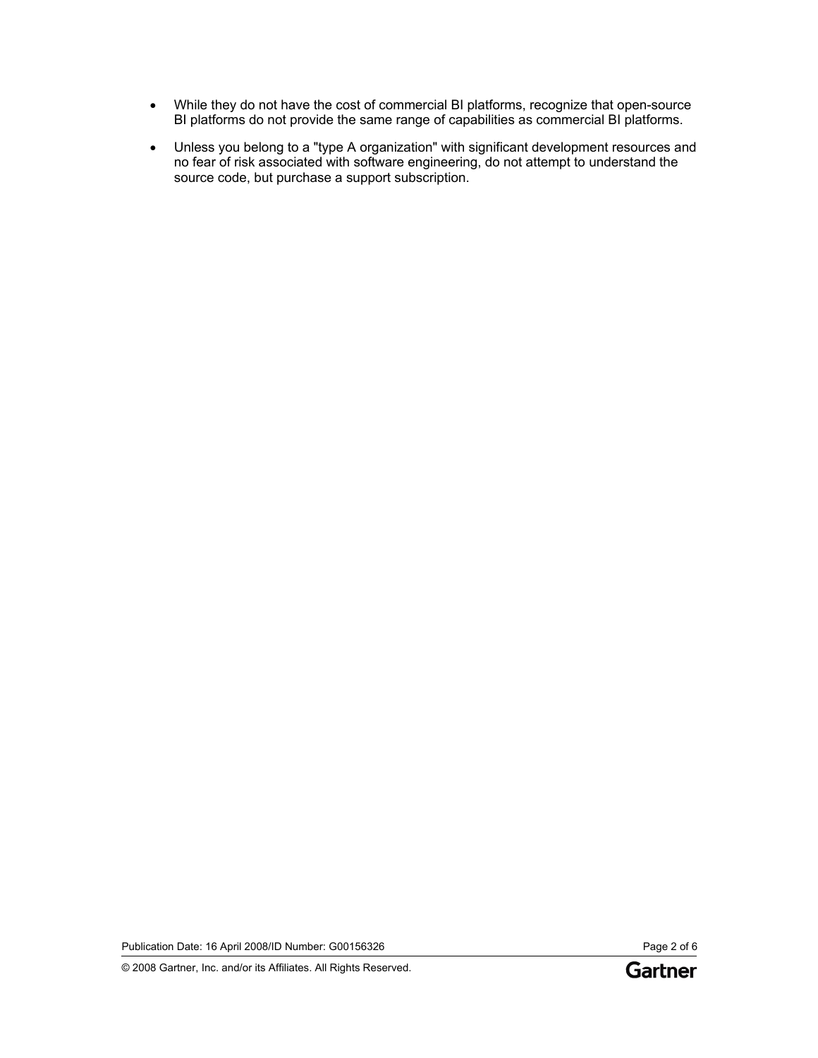- While they do not have the cost of commercial BI platforms, recognize that open-source BI platforms do not provide the same range of capabilities as commercial BI platforms.
- Unless you belong to a "type A organization" with significant development resources and no fear of risk associated with software engineering, do not attempt to understand the source code, but purchase a support subscription.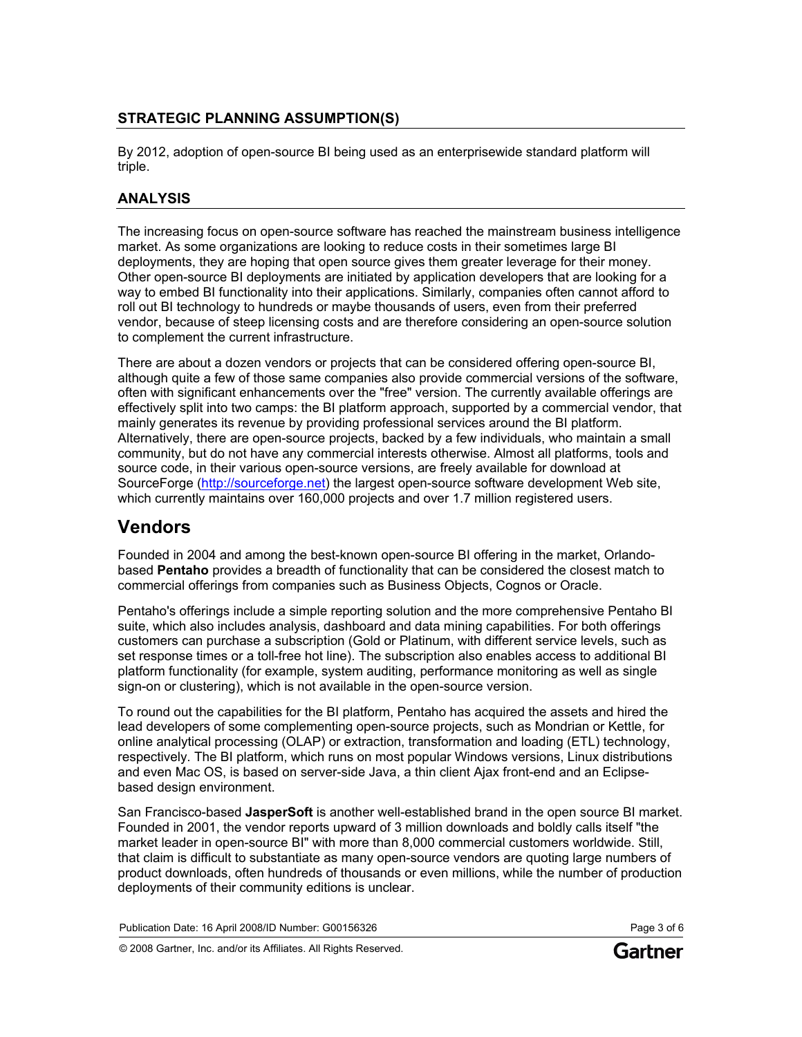## STRATEGIC PLANNING ASSUMPTION(S)

By 2012, adoption of open-source BI being used as an enterprisewide standard platform will triple.

## ANALYSIS

The increasing focus on open-source software has reached the mainstream business intelligence market. As some organizations are looking to reduce costs in their sometimes large BI deployments, they are hoping that open source gives them greater leverage for their money. Other open-source BI deployments are initiated by application developers that are looking for a way to embed BI functionality into their applications. Similarly, companies often cannot afford to roll out BI technology to hundreds or maybe thousands of users, even from their preferred vendor, because of steep licensing costs and are therefore considering an open-source solution to complement the current infrastructure.

There are about a dozen vendors or projects that can be considered offering open-source BI, although quite a few of those same companies also provide commercial versions of the software, often with significant enhancements over the "free" version. The currently available offerings are effectively split into two camps: the BI platform approach, supported by a commercial vendor, that mainly generates its revenue by providing professional services around the BI platform. Alternatively, there are open-source projects, backed by a few individuals, who maintain a small community, but do not have any commercial interests otherwise. Almost all platforms, tools and source code, in their various open-source versions, are freely available for download at SourceForge (http://sourceforge.net) the largest open-source software development Web site, which currently maintains over 160,000 projects and over 1.7 million registered users.

# Vendors

Founded in 2004 and among the best-known open-source BI offering in the market, Orlando-based **Pentaho** provides a breadth of functionality that can be considered the closest match to commercial offerings from companies such as Business Objects, Cognos or Oracle.

Pentaho's offerings include a simple reporting solution and the more comprehensive Pentaho BI suite, which also includes analysis, dashboard and data mining capabilities. For both offerings customers can purchase a subscription (Gold or Platinum, with different service levels, such as set response times or a toll-free hot line). The subscription also enables access to additional BI platform functionality (for example, system auditing, performance monitoring as well as single sign-on or clustering), which is not available in the open-source version.

To round out the capabilities for the BI platform, Pentaho has acquired the assets and hired the lead developers of some complementing open-source projects, such as Mondrian or Kettle, for online analytical processing (OLAP) or extraction, transformation and loading (ETL) technology, respectively. The BI platform, which runs on most popular Windows versions, Linux distributions and even Mac OS, is based on server-side Java, a thin client Ajax front-end and an Eclipse-based design environment.

San Francisco-based **JasperSoft** is another well-established brand in the open source BI market. Founded in 2001, the vendor reports upward of 3 million downloads and boldly calls itself "the market leader in open-source BI" with more than 8,000 commercial customers worldwide. Still, that claim is difficult to substantiate as many open-source vendors are quoting large numbers of product downloads, often hundreds of thousands or even millions, while the number of production deployments of their community editions is unclear.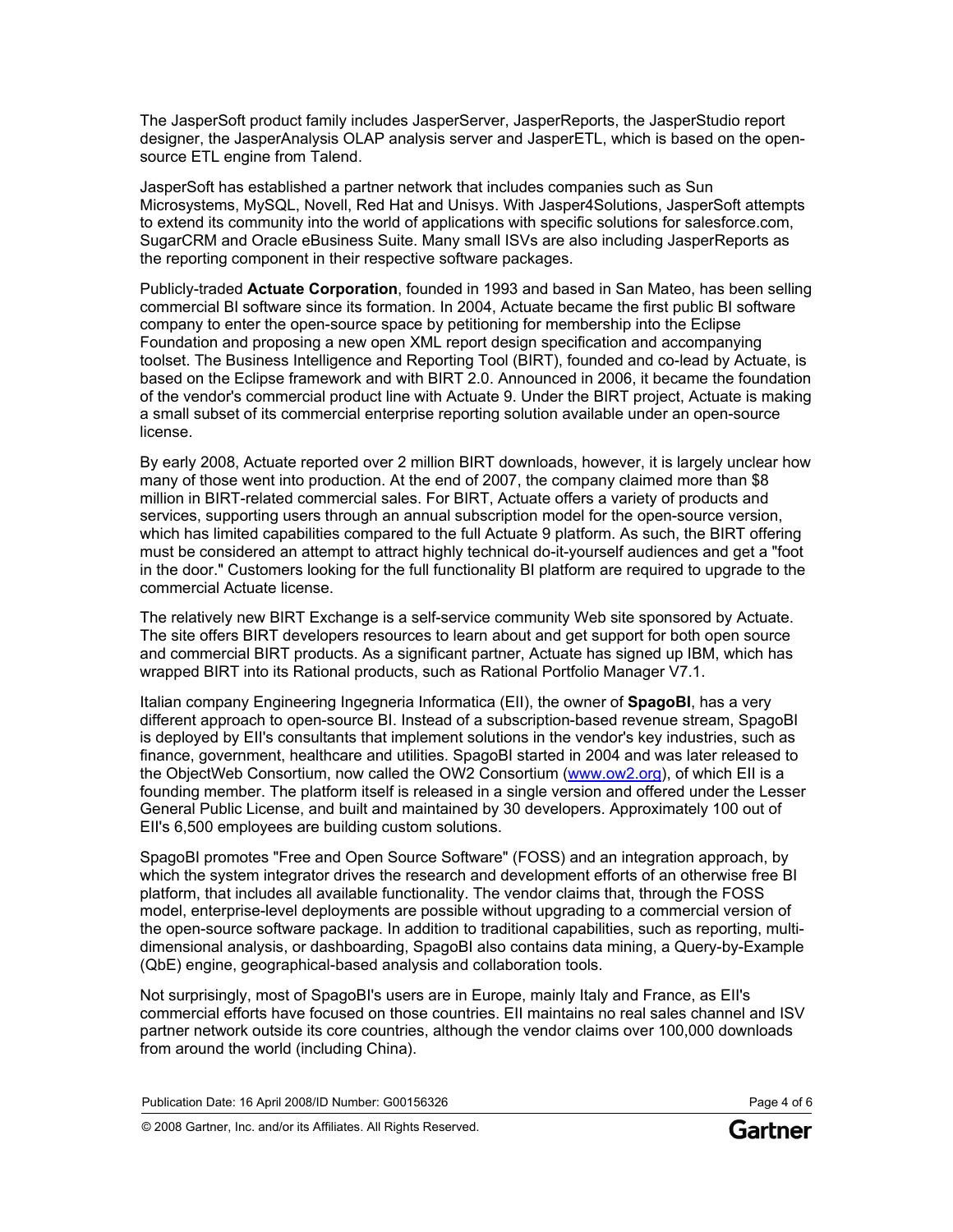The JasperSoft product family includes JasperServer, JasperReports, the JasperStudio report designer, the JasperAnalysis OLAP analysis server and JasperETL, which is based on the open-source ETL engine from Talend.

JasperSoft has established a partner network that includes companies such as Sun Microsystems, MySQL, Novell, Red Hat and Unisys. With Jasper4Solutions, JasperSoft attempts to extend its community into the world of applications with specific solutions for salesforce.com, SugarCRM and Oracle eBusiness Suite. Many small ISVs are also including JasperReports as the reporting component in their respective software packages.

Publicly-traded **Actuate Corporation**, founded in 1993 and based in San Mateo, has been selling commercial BI software since its formation. In 2004, Actuate became the first public BI software company to enter the open-source space by petitioning for membership into the Eclipse Foundation and proposing a new open XML report design specification and accompanying toolset. The Business Intelligence and Reporting Tool (BIRT), founded and co-lead by Actuate, is based on the Eclipse framework and with BIRT 2.0. Announced in 2006, it became the foundation of the vendor's commercial product line with Actuate 9. Under the BIRT project, Actuate is making a small subset of its commercial enterprise reporting solution available under an open-source license.

By early 2008, Actuate reported over 2 million BIRT downloads, however, it is largely unclear how many of those went into production. At the end of 2007, the company claimed more than $8 million in BIRT-related commercial sales. For BIRT, Actuate offers a variety of products and services, supporting users through an annual subscription model for the open-source version, which has limited capabilities compared to the full Actuate 9 platform. As such, the BIRT offering must be considered an attempt to attract highly technical do-it-yourself audiences and get a "foot in the door." Customers looking for the full functionality BI platform are required to upgrade to the commercial Actuate license.

The relatively new BIRT Exchange is a self-service community Web site sponsored by Actuate. The site offers BIRT developers resources to learn about and get support for both open source and commercial BIRT products. As a significant partner, Actuate has signed up IBM, which has wrapped BIRT into its Rational products, such as Rational Portfolio Manager V7.1.

Italian company Engineering Ingegneria Informatica (EII), the owner of **SpagoBI**, has a very different approach to open-source BI. Instead of a subscription-based revenue stream, SpagoBI is deployed by EII's consultants that implement solutions in the vendor's key industries, such as finance, government, healthcare and utilities. SpagoBI started in 2004 and was later released to the ObjectWeb Consortium, now called the OW2 Consortium ([www.ow2.org](http://www.ow2.org)), of which EII is a founding member. The platform itself is released in a single version and offered under the Lesser General Public License, and built and maintained by 30 developers. Approximately 100 out of EII's 6,500 employees are building custom solutions.

SpagoBI promotes "Free and Open Source Software" (FOSS) and an integration approach, by which the system integrator drives the research and development efforts of an otherwise free BI platform, that includes all available functionality. The vendor claims that, through the FOSS model, enterprise-level deployments are possible without upgrading to a commercial version of the open-source software package. In addition to traditional capabilities, such as reporting, multi-dimensional analysis, or dashboarding, SpagoBI also contains data mining, a Query-by-Example (QbE) engine, geographical-based analysis and collaboration tools.

Not surprisingly, most of SpagoBI's users are in Europe, mainly Italy and France, as EII's commercial efforts have focused on those countries. EII maintains no real sales channel and ISV partner network outside its core countries, although the vendor claims over 100,000 downloads from around the world (including China).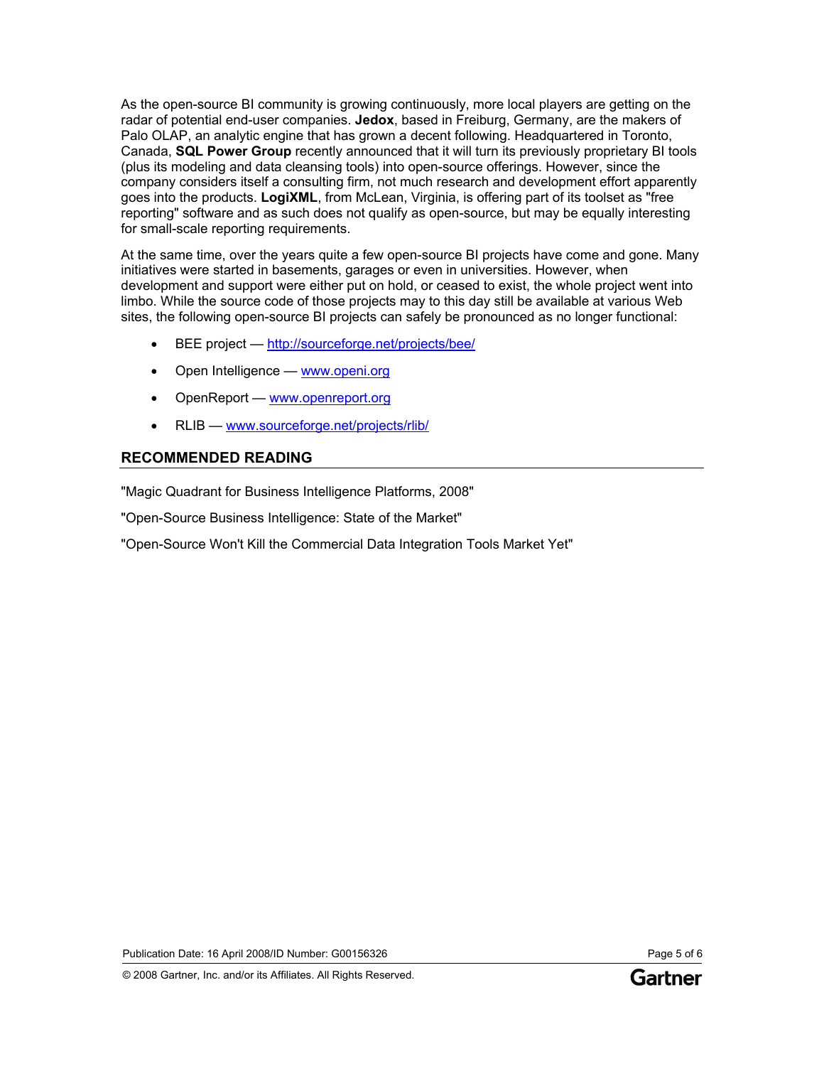As the open-source BI community is growing continuously, more local players are getting on the radar of potential end-user companies. **Jedox**, based in Freiburg, Germany, are the makers of Palo OLAP, an analytic engine that has grown a decent following. Headquartered in Toronto, Canada, **SQL Power Group** recently announced that it will turn its previously proprietary BI tools (plus its modeling and data cleansing tools) into open-source offerings. However, since the company considers itself a consulting firm, not much research and development effort apparently goes into the products. **LogiXML**, from McLean, Virginia, is offering part of its toolset as "free reporting" software and as such does not qualify as open-source, but may be equally interesting for small-scale reporting requirements.

At the same time, over the years quite a few open-source BI projects have come and gone. Many initiatives were started in basements, garages or even in universities. However, when development and support were either put on hold, or ceased to exist, the whole project went into limbo. While the source code of those projects may to this day still be available at various Web sites, the following open-source BI projects can safely be pronounced as no longer functional:

- BEE project — http://sourceforge.net/projects/bee/
- Open Intelligence — www.openi.org
- OpenReport — www.openreport.org
- RLIB — www.sourceforge.net/projects/rlib/

## RECOMMENDED READING

"Magic Quadrant for Business Intelligence Platforms, 2008"

"Open-Source Business Intelligence: State of the Market"

"Open-Source Won't Kill the Commercial Data Integration Tools Market Yet"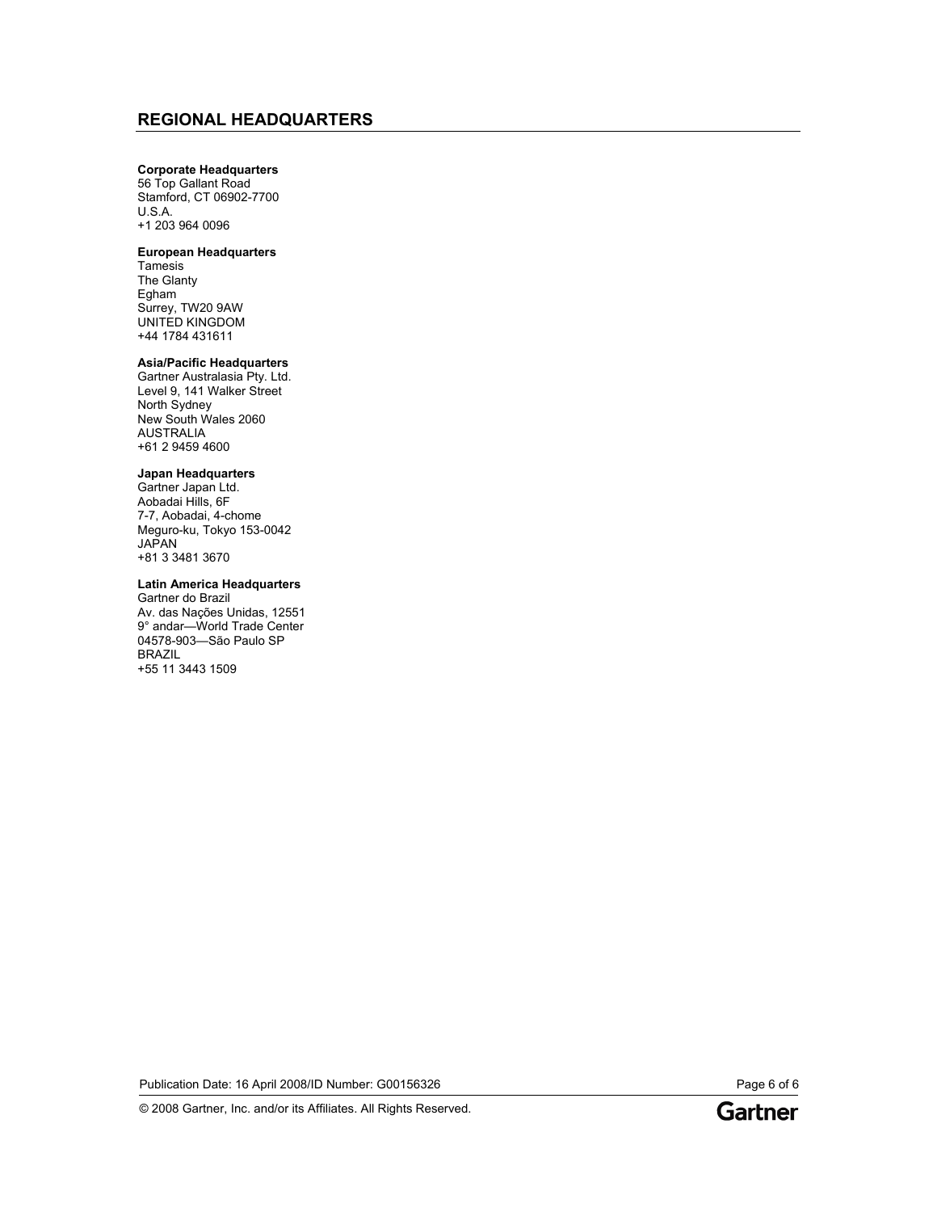## REGIONAL HEADQUARTERS

**Corporate Headquarters**
56 Top Gallant Road
Stamford, CT 06902-7700
U.S.A.
+1 203 964 0096

**European Headquarters**
Tamesis
The Glanty
Egham
Surrey, TW20 9AW
UNITED KINGDOM
+44 1784 431611

**Asia/Pacific Headquarters**
Gartner Australasia Pty. Ltd.
Level 9, 141 Walker Street
North Sydney
New South Wales 2060
AUSTRALIA
+61 2 9459 4600

**Japan Headquarters**
Gartner Japan Ltd.
Aobadai Hills, 6F
7-7, Aobadai, 4-chome
Meguro-ku, Tokyo 153-0042
JAPAN
+81 3 3481 3670

**Latin America Headquarters**
Gartner do Brazil
Av. das Nações Unidas, 12551
9° andar—World Trade Center
04578-903—São Paulo SP
BRAZIL
+55 11 3443 1509